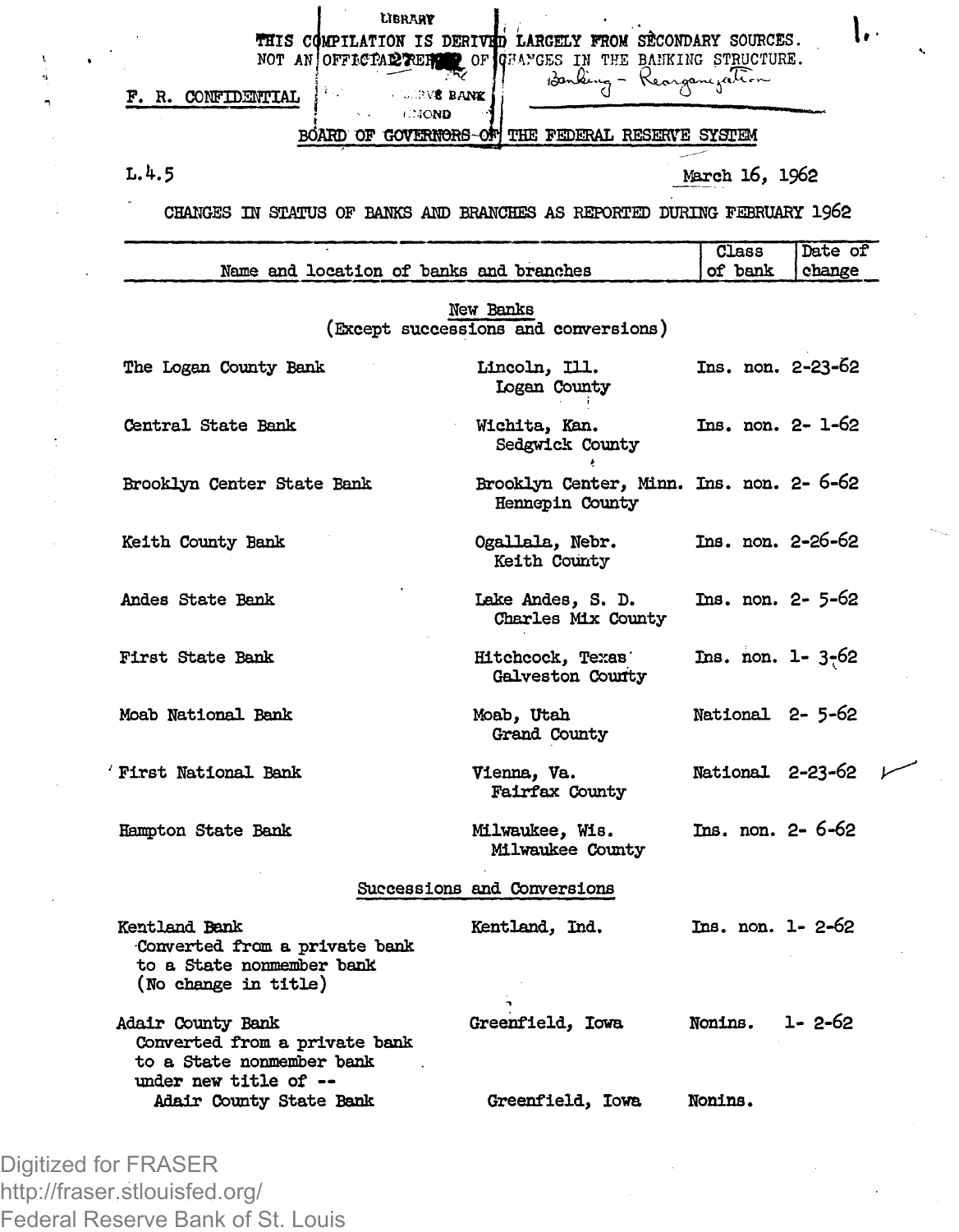THIS COMPILATION IS DERIVED LARGELY FROM SECONDARY SOURCES. NOT AN OFFICIAL RECORD OF CHANGES IN THE BANKING STRUCTURE.

Banking - Reorganization

F. R. CONFIDENTIAL

BOARD OF GOVERNORS OF THE FEDERAL RESERVE SYSTEM

L.4.5

March 16, 1962

CHANGES IN STATUS OF BANKS AND BRANCHES AS REPORTED DURING FEBRUARY 1962

| Name and location of banks and branches | | Class of bank | Date of change |
|---|---|---|---|
| **New Banks** (Except successions and conversions) | | | |
| The Logan County Bank | Lincoln, Ill. Logan County | Ins. non. | 2-23-62 |
| Central State Bank | Wichita, Kan. Sedgwick County | Ins. non. | 2- 1-62 |
| Brooklyn Center State Bank | Brooklyn Center, Minn. Hennepin County | Ins. non. | 2- 6-62 |
| Keith County Bank | Ogallala, Nebr. Keith County | Ins. non. | 2-26-62 |
| Andes State Bank | Lake Andes, S. D. Charles Mix County | Ins. non. | 2- 5-62 |
| First State Bank | Hitchcock, Texas Galveston County | Ins. non. | 1- 3-62 |
| Moab National Bank | Moab, Utah Grand County | National | 2- 5-62 |
| First National Bank | Vienna, Va. Fairfax County | National | 2-23-62 |
| Hampton State Bank | Milwaukee, Wis. Milwaukee County | Ins. non. | 2- 6-62 |
| **Successions and Conversions** | | | |
| Kentland Bank<br>Converted from a private bank to a State nonmember bank (No change in title) | Kentland, Ind. | Ins. non. | 1- 2-62 |
| Adair County Bank<br>Converted from a private bank to a State nonmember bank under new title of --<br>Adair County State Bank | Greenfield, Iowa<br><br><br>Greenfield, Iowa | Nonins.<br><br><br>Nonins. | 1- 2-62 |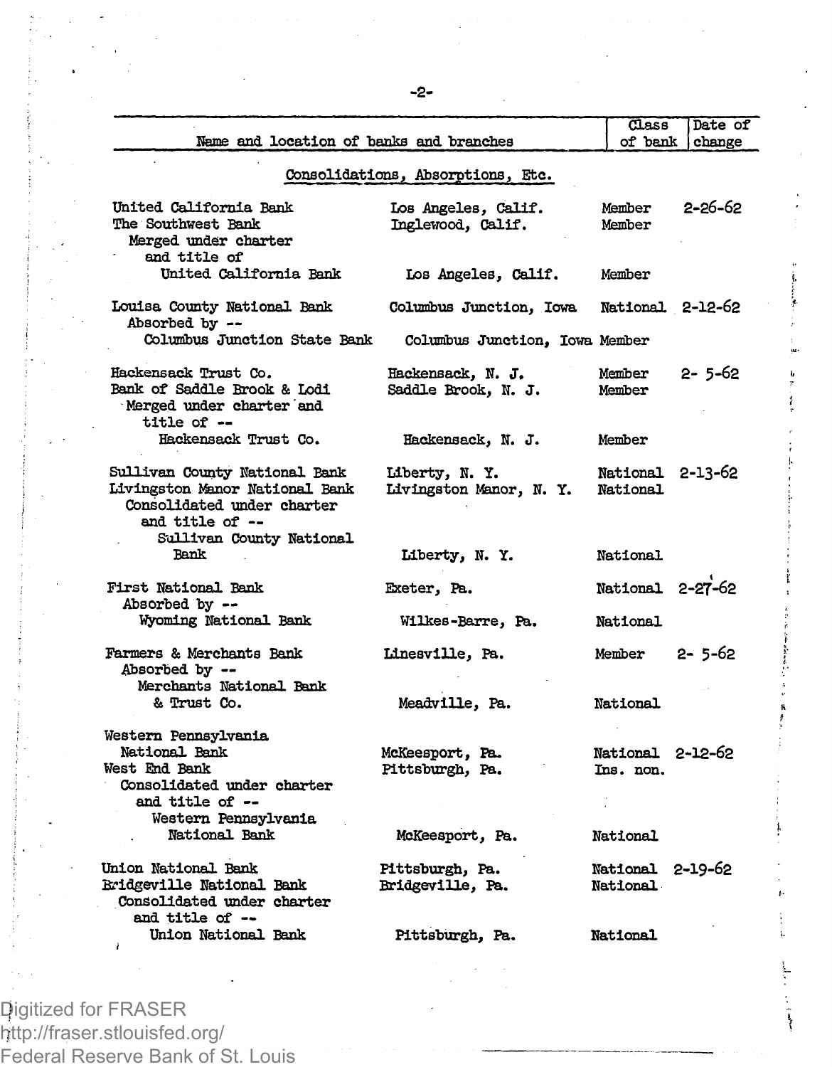| Name and location of banks and branches | | Class of bank | Date of change |
|---|---|---|---|
| **Consolidations, Absorptions, Etc.** | | | |
| United California Bank | Los Angeles, Calif. | Member | 2-26-62 |
| The Southwest Bank | Inglewood, Calif. | Member | |
| Merged under charter and title of | | | |
| United California Bank | Los Angeles, Calif. | Member | |
| Louisa County National Bank | Columbus Junction, Iowa | National | 2-12-62 |
| Absorbed by -- | | | |
| Columbus Junction State Bank | Columbus Junction, Iowa | Member | |
| Hackensack Trust Co. | Hackensack, N. J. | Member | 2- 5-62 |
| Bank of Saddle Brook & Lodi | Saddle Brook, N. J. | Member | |
| Merged under charter and title of -- | | | |
| Hackensack Trust Co. | Hackensack, N. J. | Member | |
| Sullivan County National Bank | Liberty, N. Y. | National | 2-13-62 |
| Livingston Manor National Bank | Livingston Manor, N. Y. | National | |
| Consolidated under charter and title of -- | | | |
| Sullivan County National Bank | Liberty, N. Y. | National | |
| First National Bank | Exeter, Pa. | National | 2-27-62 |
| Absorbed by -- | | | |
| Wyoming National Bank | Wilkes-Barre, Pa. | National | |
| Farmers & Merchants Bank | Linesville, Pa. | Member | 2- 5-62 |
| Absorbed by -- | | | |
| Merchants National Bank & Trust Co. | Meadville, Pa. | National | |
| Western Pennsylvania National Bank | McKeesport, Pa. | National | 2-12-62 |
| West End Bank | Pittsburgh, Pa. | Ins. non. | |
| Consolidated under charter and title of -- | | | |
| Western Pennsylvania National Bank | McKeesport, Pa. | National | |
| Union National Bank | Pittsburgh, Pa. | National | 2-19-62 |
| Bridgeville National Bank | Bridgeville, Pa. | National | |
| Consolidated under charter and title of -- | | | |
| Union National Bank | Pittsburgh, Pa. | National | |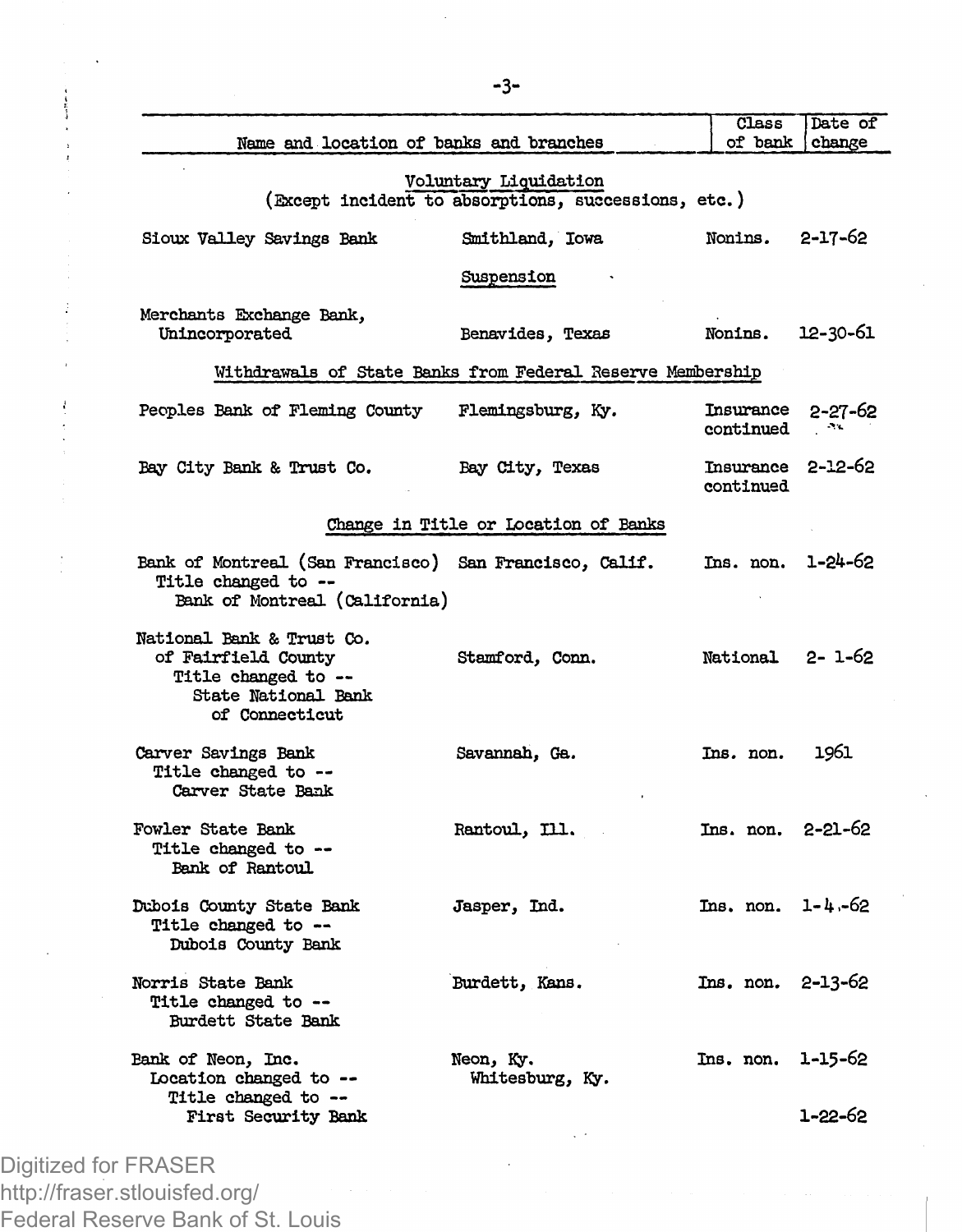| Name and location of banks and branches | | Class of bank | Date of change |
|---|---|---|---|
| **Voluntary Liquidation** (Except incident to absorptions, successions, etc.) | | | |
| Sioux Valley Savings Bank | Smithland, Iowa | Nonins. | 2-17-62 |
| **Suspension** | | | |
| Merchants Exchange Bank, Unincorporated | Benavides, Texas | Nonins. | 12-30-61 |
| **Withdrawals of State Banks from Federal Reserve Membership** | | | |
| Peoples Bank of Fleming County | Flemingsburg, Ky. | Insurance continued | 2-27-62 |
| Bay City Bank & Trust Co. | Bay City, Texas | Insurance continued | 2-12-62 |
| **Change in Title or Location of Banks** | | | |
| Bank of Montreal (San Francisco) Title changed to -- Bank of Montreal (California) | San Francisco, Calif. | Ins. non. | 1-24-62 |
| National Bank & Trust Co. of Fairfield County Title changed to -- State National Bank of Connecticut | Stamford, Conn. | National | 2- 1-62 |
| Carver Savings Bank Title changed to -- Carver State Bank | Savannah, Ga. | Ins. non. | 1961 |
| Fowler State Bank Title changed to -- Bank of Rantoul | Rantoul, Ill. | Ins. non. | 2-21-62 |
| Dubois County State Bank Title changed to -- Dubois County Bank | Jasper, Ind. | Ins. non. | 1-4-62 |
| Norris State Bank Title changed to -- Burdett State Bank | Burdett, Kans. | Ins. non. | 2-13-62 |
| Bank of Neon, Inc. Location changed to -- | Neon, Ky. Whitesburg, Ky. | Ins. non. | 1-15-62 |
| Title changed to -- First Security Bank | | | 1-22-62 |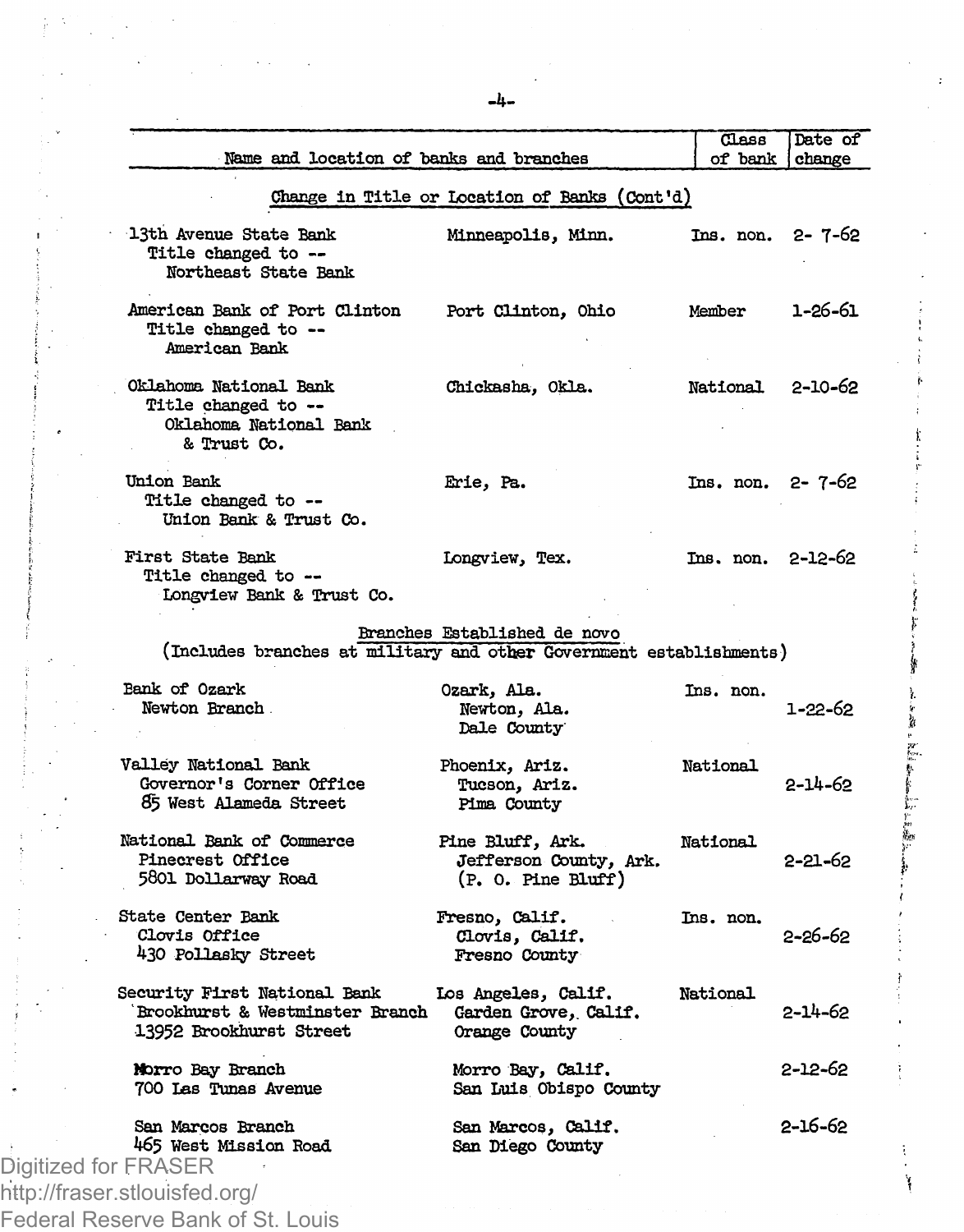| Name and location of banks and branches | | Class of bank | Date of change |
|---|---|---|---|
| **Change in Title or Location of Banks (Cont'd)** | | | |
| 13th Avenue State Bank<br>Title changed to --<br>Northeast State Bank | Minneapolis, Minn. | Ins. non. | 2- 7-62 |
| American Bank of Port Clinton<br>Title changed to --<br>American Bank | Port Clinton, Ohio | Member | 1-26-61 |
| Oklahoma National Bank<br>Title changed to --<br>Oklahoma National Bank & Trust Co. | Chickasha, Okla. | National | 2-10-62 |
| Union Bank<br>Title changed to --<br>Union Bank & Trust Co. | Erie, Pa. | Ins. non. | 2- 7-62 |
| First State Bank<br>Title changed to --<br>Longview Bank & Trust Co. | Longview, Tex. | Ins. non. | 2-12-62 |
| **Branches Established de novo**<br>(Includes branches at military and other Government establishments) | | | |
| Bank of Ozark<br>Newton Branch | Ozark, Ala.<br>Newton, Ala.<br>Dale County | Ins. non. | 1-22-62 |
| Valley National Bank<br>Governor's Corner Office<br>85 West Alameda Street | Phoenix, Ariz.<br>Tucson, Ariz.<br>Pima County | National | 2-14-62 |
| National Bank of Commerce<br>Pinecrest Office<br>5801 Dollarway Road | Pine Bluff, Ark.<br>Jefferson County, Ark.<br>(P. O. Pine Bluff) | National | 2-21-62 |
| State Center Bank<br>Clovis Office<br>430 Pollasky Street | Fresno, Calif.<br>Clovis, Calif.<br>Fresno County | Ins. non. | 2-26-62 |
| Security First National Bank<br>Brookhurst & Westminster Branch<br>13952 Brookhurst Street | Los Angeles, Calif.<br>Garden Grove, Calif.<br>Orange County | National | 2-14-62 |
| Morro Bay Branch<br>700 Las Tunas Avenue | Morro Bay, Calif.<br>San Luis Obispo County | | 2-12-62 |
| San Marcos Branch<br>465 West Mission Road | San Marcos, Calif.<br>San Diego County | | 2-16-62 |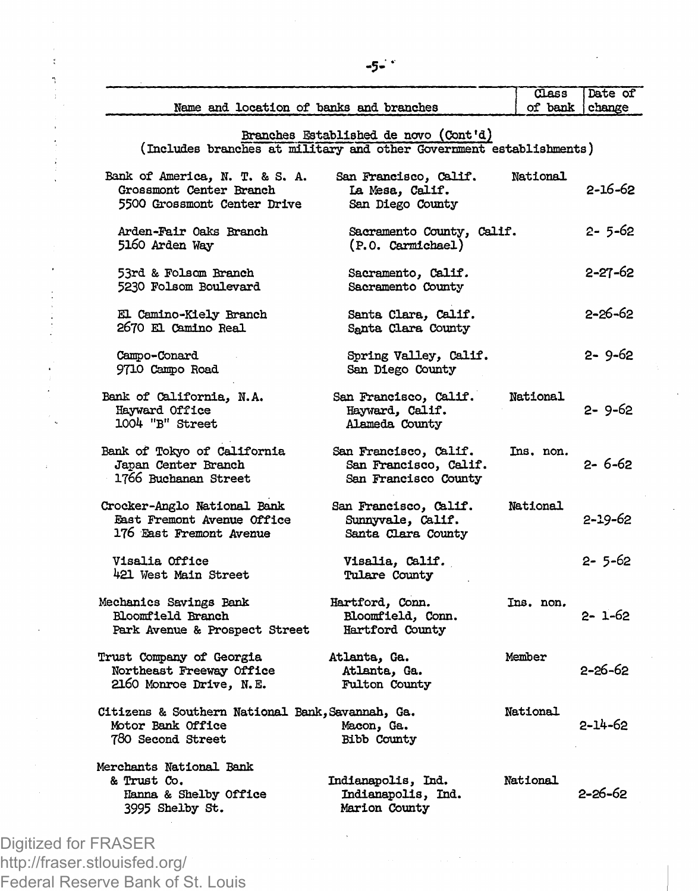| Name and location of banks and branches | | Class of bank | Date of change |
|---|---|---|---|

Branches Established de novo (Cont'd)
(Includes branches at military and other Government establishments)

| Name and location of banks and branches | | Class of bank | Date of change |
|---|---|---|---|
| Bank of America, N. T. & S. A. | San Francisco, Calif. | National | |
| Grossmont Center Branch<br>5500 Grossmont Center Drive | La Mesa, Calif.<br>San Diego County | | 2-16-62 |
| Arden-Fair Oaks Branch<br>5160 Arden Way | Sacramento County, Calif.<br>(P.O. Carmichael) | | 2- 5-62 |
| 53rd & Folsom Branch<br>5230 Folsom Boulevard | Sacramento, Calif.<br>Sacramento County | | 2-27-62 |
| El Camino-Kiely Branch<br>2670 El Camino Real | Santa Clara, Calif.<br>Santa Clara County | | 2-26-62 |
| Campo-Conard<br>9710 Campo Road | Spring Valley, Calif.<br>San Diego County | | 2- 9-62 |
| Bank of California, N.A. | San Francisco, Calif. | National | |
| Hayward Office<br>1004 "B" Street | Hayward, Calif.<br>Alameda County | | 2- 9-62 |
| Bank of Tokyo of California | San Francisco, Calif. | Ins. non. | |
| Japan Center Branch<br>1766 Buchanan Street | San Francisco, Calif.<br>San Francisco County | | 2- 6-62 |
| Crocker-Anglo National Bank | San Francisco, Calif. | National | |
| East Fremont Avenue Office<br>176 East Fremont Avenue | Sunnyvale, Calif.<br>Santa Clara County | | 2-19-62 |
| Visalia Office<br>421 West Main Street | Visalia, Calif.<br>Tulare County | | 2- 5-62 |
| Mechanics Savings Bank | Hartford, Conn. | Ins. non. | |
| Bloomfield Branch<br>Park Avenue & Prospect Street | Bloomfield, Conn.<br>Hartford County | | 2- 1-62 |
| Trust Company of Georgia | Atlanta, Ga. | Member | |
| Northeast Freeway Office<br>2160 Monroe Drive, N.E. | Atlanta, Ga.<br>Fulton County | | 2-26-62 |
| Citizens & Southern National Bank, | Savannah, Ga. | National | |
| Motor Bank Office<br>780 Second Street | Macon, Ga.<br>Bibb County | | 2-14-62 |
| Merchants National Bank & Trust Co. | Indianapolis, Ind. | National | |
| Hanna & Shelby Office<br>3995 Shelby St. | Indianapolis, Ind.<br>Marion County | | 2-26-62 |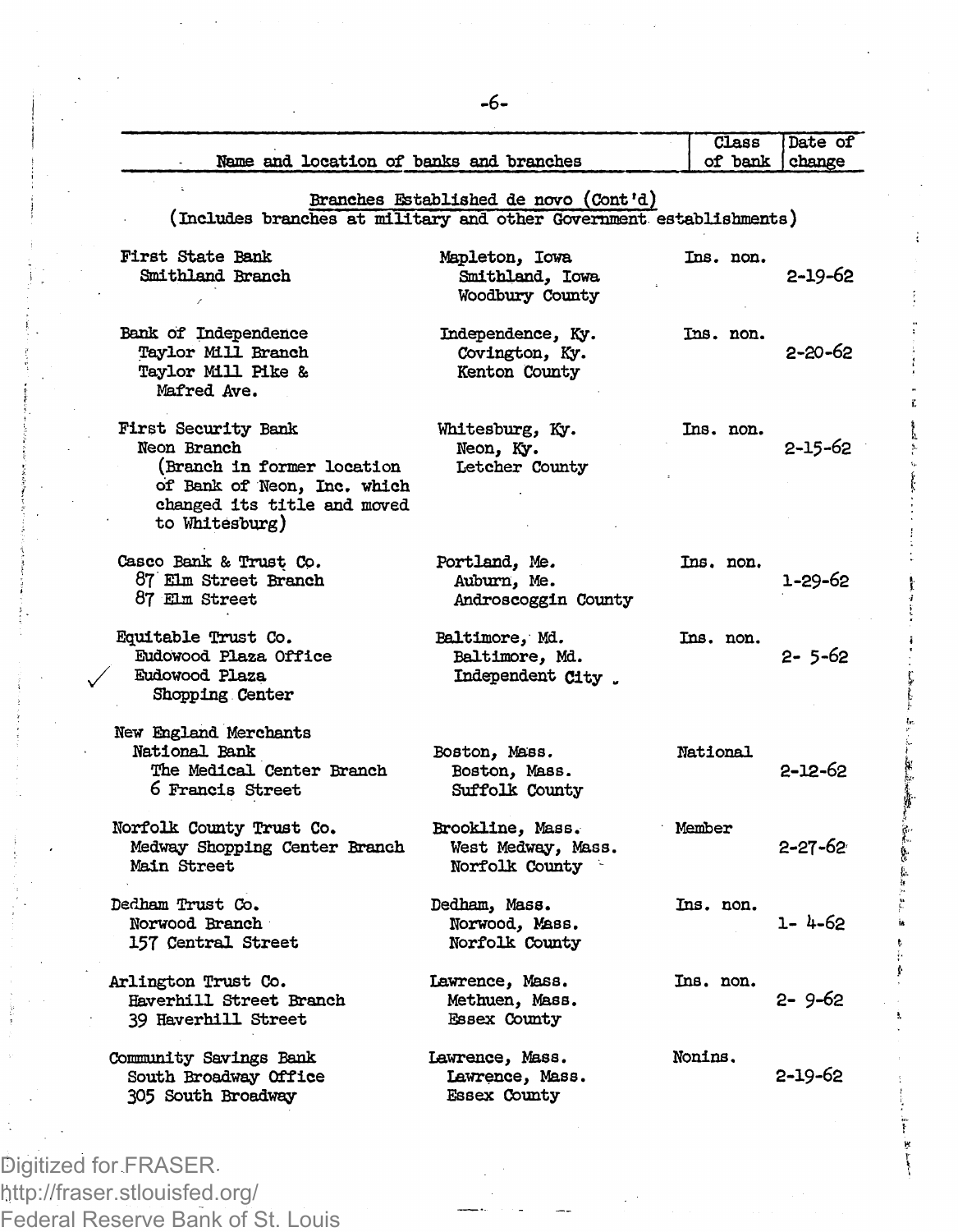| Name and location of banks and branches | | Class of bank | Date of change |
|---|---|---|---|
| **Branches Established de novo (Cont'd)** (Includes branches at military and other Government establishments) | | | |
| First State Bank<br>Smithland Branch | Mapleton, Iowa<br>Smithland, Iowa<br>Woodbury County | Ins. non. | 2-19-62 |
| Bank of Independence<br>Taylor Mill Branch<br>Taylor Mill Pike & Mafred Ave. | Independence, Ky.<br>Covington, Ky.<br>Kenton County | Ins. non. | 2-20-62 |
| First Security Bank<br>Neon Branch<br>(Branch in former location of Bank of Neon, Inc. which changed its title and moved to Whitesburg) | Whitesburg, Ky.<br>Neon, Ky.<br>Letcher County | Ins. non. | 2-15-62 |
| Casco Bank & Trust Co.<br>87 Elm Street Branch<br>87 Elm Street | Portland, Me.<br>Auburn, Me.<br>Androscoggin County | Ins. non. | 1-29-62 |
| Equitable Trust Co.<br>Eudowood Plaza Office<br>Eudowood Plaza Shopping Center | Baltimore, Md.<br>Baltimore, Md.<br>Independent City | Ins. non. | 2- 5-62 |
| New England Merchants National Bank<br>The Medical Center Branch<br>6 Francis Street | Boston, Mass.<br>Boston, Mass.<br>Suffolk County | National | 2-12-62 |
| Norfolk County Trust Co.<br>Medway Shopping Center Branch<br>Main Street | Brookline, Mass.<br>West Medway, Mass.<br>Norfolk County | Member | 2-27-62 |
| Dedham Trust Co.<br>Norwood Branch<br>157 Central Street | Dedham, Mass.<br>Norwood, Mass.<br>Norfolk County | Ins. non. | 1- 4-62 |
| Arlington Trust Co.<br>Haverhill Street Branch<br>39 Haverhill Street | Lawrence, Mass.<br>Methuen, Mass.<br>Essex County | Ins. non. | 2- 9-62 |
| Community Savings Bank<br>South Broadway Office<br>305 South Broadway | Lawrence, Mass.<br>Lawrence, Mass.<br>Essex County | Nonins. | 2-19-62 |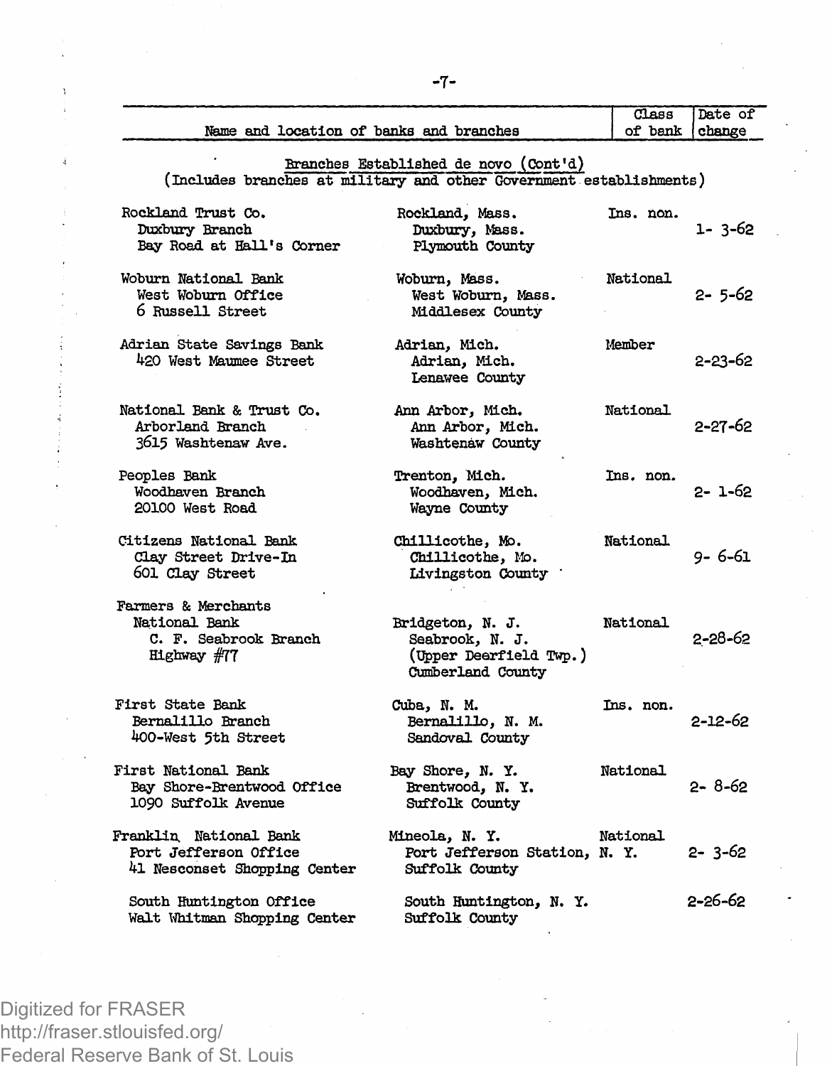| Name and location of banks and branches | | Class of bank | Date of change |
|---|---|---|---|
| **Branches Established de novo (Cont'd)** (Includes branches at military and other Government establishments) | | | |
| Rockland Trust Co. Duxbury Branch Bay Road at Hall's Corner | Rockland, Mass. Duxbury, Mass. Plymouth County | Ins. non. | 1- 3-62 |
| Woburn National Bank West Woburn Office 6 Russell Street | Woburn, Mass. West Woburn, Mass. Middlesex County | National | 2- 5-62 |
| Adrian State Savings Bank 420 West Maumee Street | Adrian, Mich. Adrian, Mich. Lenawee County | Member | 2-23-62 |
| National Bank & Trust Co. Arborland Branch 3615 Washtenaw Ave. | Ann Arbor, Mich. Ann Arbor, Mich. Washtenaw County | National | 2-27-62 |
| Peoples Bank Woodhaven Branch 20100 West Road | Trenton, Mich. Woodhaven, Mich. Wayne County | Ins. non. | 2- 1-62 |
| Citizens National Bank Clay Street Drive-In 601 Clay Street | Chillicothe, Mo. Chillicothe, Mo. Livingston County | National | 9- 6-61 |
| Farmers & Merchants National Bank C. F. Seabrook Branch Highway #77 | Bridgeton, N. J. Seabrook, N. J. (Upper Deerfield Twp.) Cumberland County | National | 2-28-62 |
| First State Bank Bernalillo Branch 400-West 5th Street | Cuba, N. M. Bernalillo, N. M. Sandoval County | Ins. non. | 2-12-62 |
| First National Bank Bay Shore-Brentwood Office 1090 Suffolk Avenue | Bay Shore, N. Y. Brentwood, N. Y. Suffolk County | National | 2- 8-62 |
| Franklin National Bank Port Jefferson Office 41 Nesconset Shopping Center | Mineola, N. Y. Port Jefferson Station, N. Y. Suffolk County | National | 2- 3-62 |
| South Huntington Office Walt Whitman Shopping Center | South Huntington, N. Y. Suffolk County | | 2-26-62 |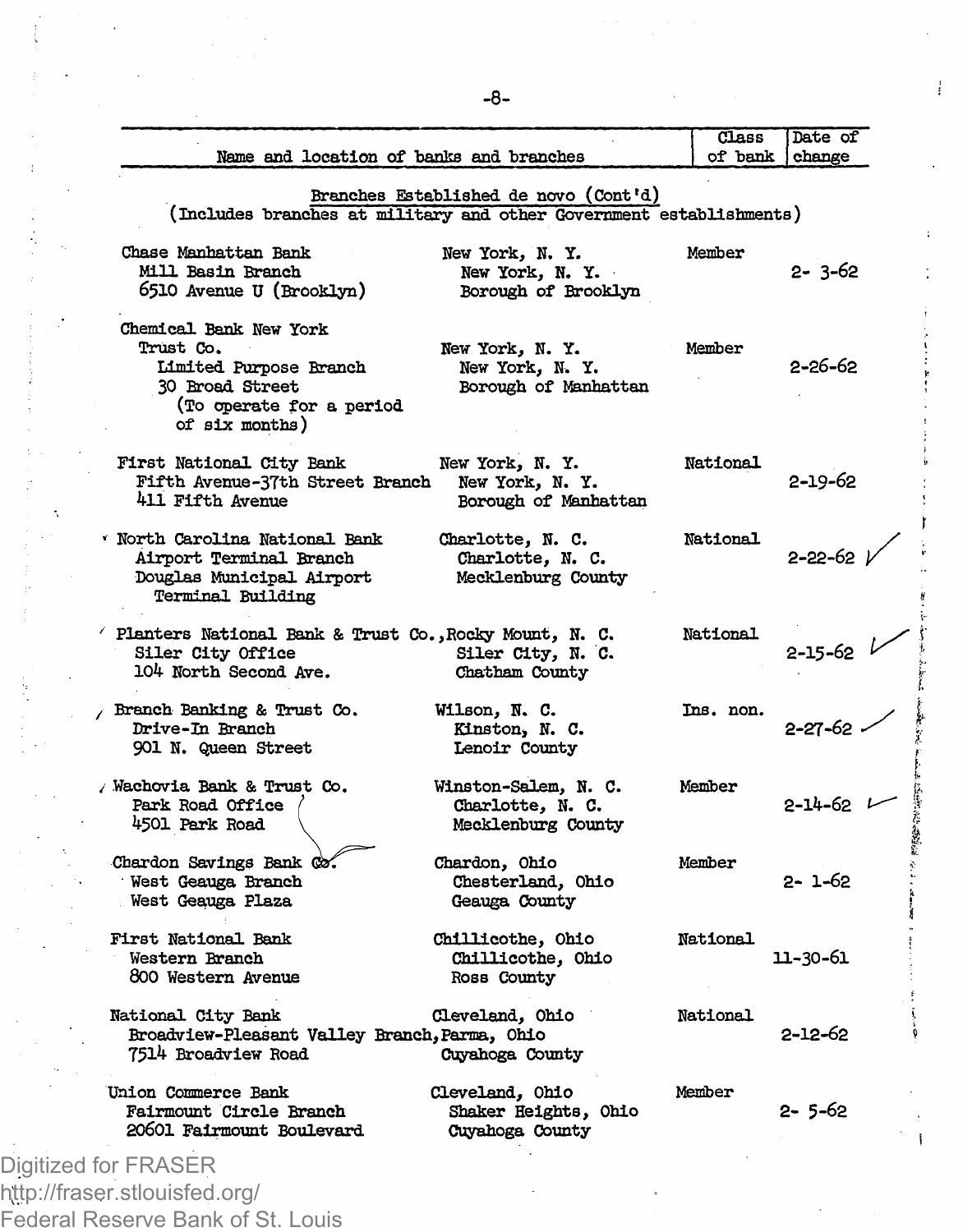| Name and location of banks and branches | | Class of bank | Date of change |
|---|---|---|---|
| **Branches Established de novo (Cont'd)** (Includes branches at military and other Government establishments) | | | |
| Chase Manhattan Bank | New York, N. Y. | Member | |
| Mill Basin Branch 6510 Avenue U (Brooklyn) | New York, N. Y. Borough of Brooklyn | | 2- 3-62 |
| Chemical Bank New York Trust Co. | New York, N. Y. | Member | |
| Limited Purpose Branch 30 Broad Street (To operate for a period of six months) | New York, N. Y. Borough of Manhattan | | 2-26-62 |
| First National City Bank | New York, N. Y. | National | |
| Fifth Avenue-37th Street Branch 411 Fifth Avenue | New York, N. Y. Borough of Manhattan | | 2-19-62 |
| North Carolina National Bank | Charlotte, N. C. | National | |
| Airport Terminal Branch Douglas Municipal Airport Terminal Building | Charlotte, N. C. Mecklenburg County | | 2-22-62 |
| Planters National Bank & Trust Co. | Rocky Mount, N. C. | National | |
| Siler City Office 104 North Second Ave. | Siler City, N. C. Chatham County | | 2-15-62 |
| Branch Banking & Trust Co. | Wilson, N. C. | Ins. non. | |
| Drive-In Branch 901 N. Queen Street | Kinston, N. C. Lenoir County | | 2-27-62 |
| Wachovia Bank & Trust Co. | Winston-Salem, N. C. | Member | |
| Park Road Office 4501 Park Road | Charlotte, N. C. Mecklenburg County | | 2-14-62 |
| Chardon Savings Bank Co. | Chardon, Ohio | Member | |
| West Geauga Branch West Geauga Plaza | Chesterland, Ohio Geauga County | | 2- 1-62 |
| First National Bank | Chillicothe, Ohio | National | |
| Western Branch 800 Western Avenue | Chillicothe, Ohio Ross County | | 11-30-61 |
| National City Bank | Cleveland, Ohio | National | |
| Broadview-Pleasant Valley Branch 7514 Broadview Road | Parma, Ohio Cuyahoga County | | 2-12-62 |
| Union Commerce Bank | Cleveland, Ohio | Member | |
| Fairmount Circle Branch 20601 Fairmount Boulevard | Shaker Heights, Ohio Cuyahoga County | | 2- 5-62 |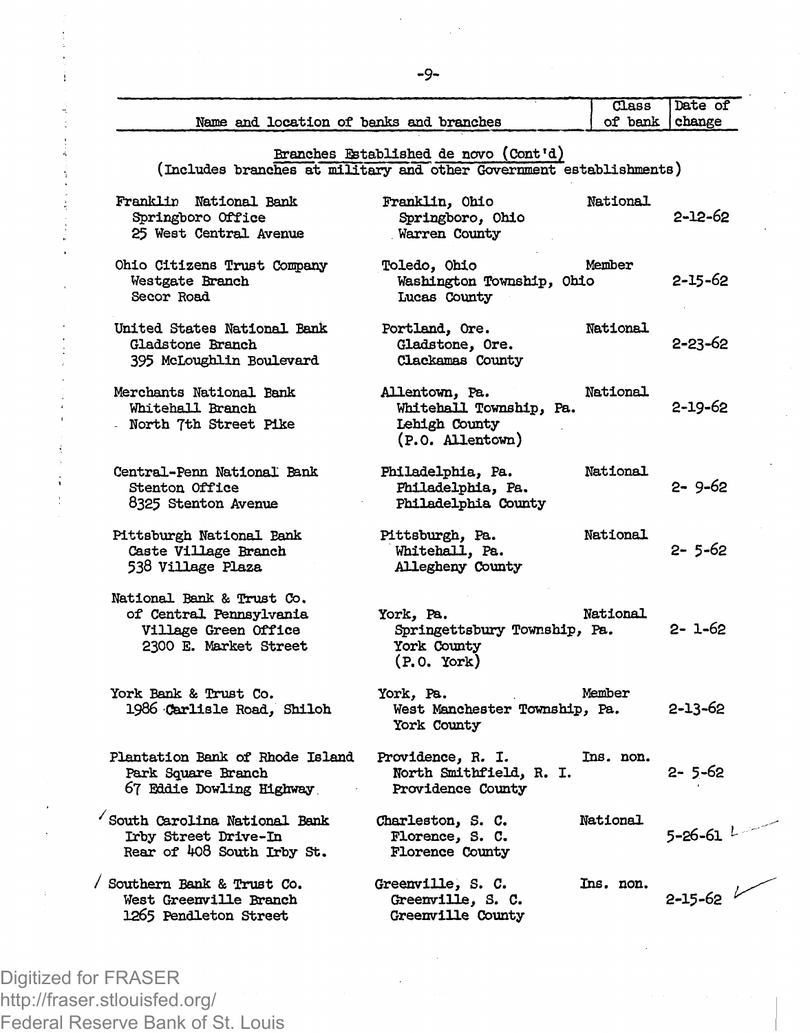| Name and location of banks and branches | | Class of bank | Date of change |
|---|---|---|---|
| **Branches Established de novo (Cont'd)** (Includes branches at military and other Government establishments) | | | |
| Franklin National Bank<br>Springboro Office<br>25 West Central Avenue | Franklin, Ohio<br>Springboro, Ohio<br>Warren County | National | 2-12-62 |
| Ohio Citizens Trust Company<br>Westgate Branch<br>Secor Road | Toledo, Ohio<br>Washington Township, Ohio<br>Lucas County | Member | 2-15-62 |
| United States National Bank<br>Gladstone Branch<br>395 McLoughlin Boulevard | Portland, Ore.<br>Gladstone, Ore.<br>Clackamas County | National | 2-23-62 |
| Merchants National Bank<br>Whitehall Branch<br>North 7th Street Pike | Allentown, Pa.<br>Whitehall Township, Pa.<br>Lehigh County<br>(P.O. Allentown) | National | 2-19-62 |
| Central-Penn National Bank<br>Stenton Office<br>8325 Stenton Avenue | Philadelphia, Pa.<br>Philadelphia, Pa.<br>Philadelphia County | National | 2- 9-62 |
| Pittsburgh National Bank<br>Caste Village Branch<br>538 Village Plaza | Pittsburgh, Pa.<br>Whitehall, Pa.<br>Allegheny County | National | 2- 5-62 |
| National Bank & Trust Co. of Central Pennsylvania<br>Village Green Office<br>2300 E. Market Street | York, Pa.<br>Springettsbury Township, Pa.<br>York County<br>(P.O. York) | National | 2- 1-62 |
| York Bank & Trust Co.<br>1986 Carlisle Road, Shiloh | York, Pa.<br>West Manchester Township, Pa.<br>York County | Member | 2-13-62 |
| Plantation Bank of Rhode Island<br>Park Square Branch<br>67 Eddie Dowling Highway | Providence, R. I.<br>North Smithfield, R. I.<br>Providence County | Ins. non. | 2- 5-62 |
| South Carolina National Bank<br>Irby Street Drive-In<br>Rear of 408 South Irby St. | Charleston, S. C.<br>Florence, S. C.<br>Florence County | National | 5-26-61 |
| Southern Bank & Trust Co.<br>West Greenville Branch<br>1265 Pendleton Street | Greenville, S. C.<br>Greenville, S. C.<br>Greenville County | Ins. non. | 2-15-62 |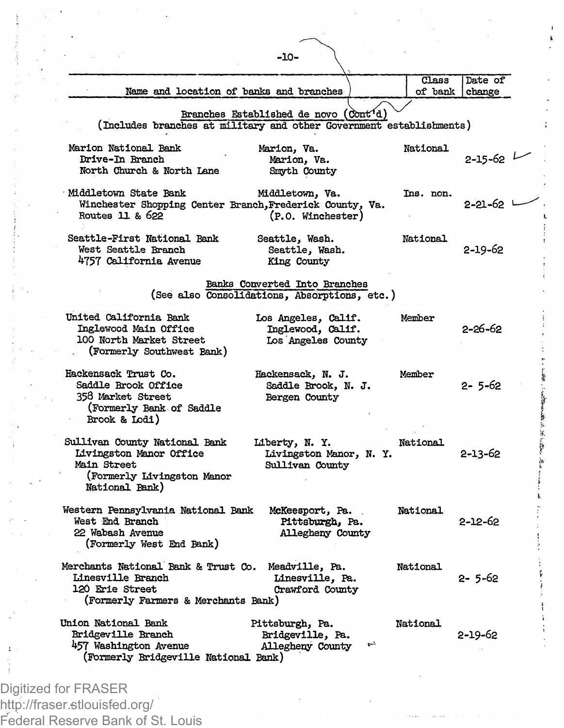| Name and location of banks and branches | | Class of bank | Date of change |
|---|---|---|---|
| **Branches Established de novo (Cont'd)** (Includes branches at military and other Government establishments) | | | |
| Marion National Bank<br>Drive-In Branch<br>North Church & North Lane | Marion, Va.<br>Marion, Va.<br>Smyth County | National | 2-15-62 |
| Middletown State Bank<br>Winchester Shopping Center Branch,<br>Routes 11 & 622 | Middletown, Va.<br>Frederick County, Va.<br>(P.O. Winchester) | Ins. non. | 2-21-62 |
| Seattle-First National Bank<br>West Seattle Branch<br>4757 California Avenue | Seattle, Wash.<br>Seattle, Wash.<br>King County | National | 2-19-62 |
| **Banks Converted Into Branches** (See also Consolidations, Absorptions, etc.) | | | |
| United California Bank<br>Inglewood Main Office<br>100 North Market Street<br>(Formerly Southwest Bank) | Los Angeles, Calif.<br>Inglewood, Calif.<br>Los Angeles County | Member | 2-26-62 |
| Hackensack Trust Co.<br>Saddle Brook Office<br>358 Market Street<br>(Formerly Bank of Saddle Brook & Lodi) | Hackensack, N. J.<br>Saddle Brook, N. J.<br>Bergen County | Member | 2- 5-62 |
| Sullivan County National Bank<br>Livingston Manor Office<br>Main Street<br>(Formerly Livingston Manor National Bank) | Liberty, N. Y.<br>Livingston Manor, N. Y.<br>Sullivan County | National | 2-13-62 |
| Western Pennsylvania National Bank<br>West End Branch<br>22 Wabash Avenue<br>(Formerly West End Bank) | McKeesport, Pa.<br>Pittsburgh, Pa.<br>Allegheny County | National | 2-12-62 |
| Merchants National Bank & Trust Co.<br>Linesville Branch<br>120 Erie Street<br>(Formerly Farmers & Merchants Bank) | Meadville, Pa.<br>Linesville, Pa.<br>Crawford County | National | 2- 5-62 |
| Union National Bank<br>Bridgeville Branch<br>457 Washington Avenue<br>(Formerly Bridgeville National Bank) | Pittsburgh, Pa.<br>Bridgeville, Pa.<br>Allegheny County | National | 2-19-62 |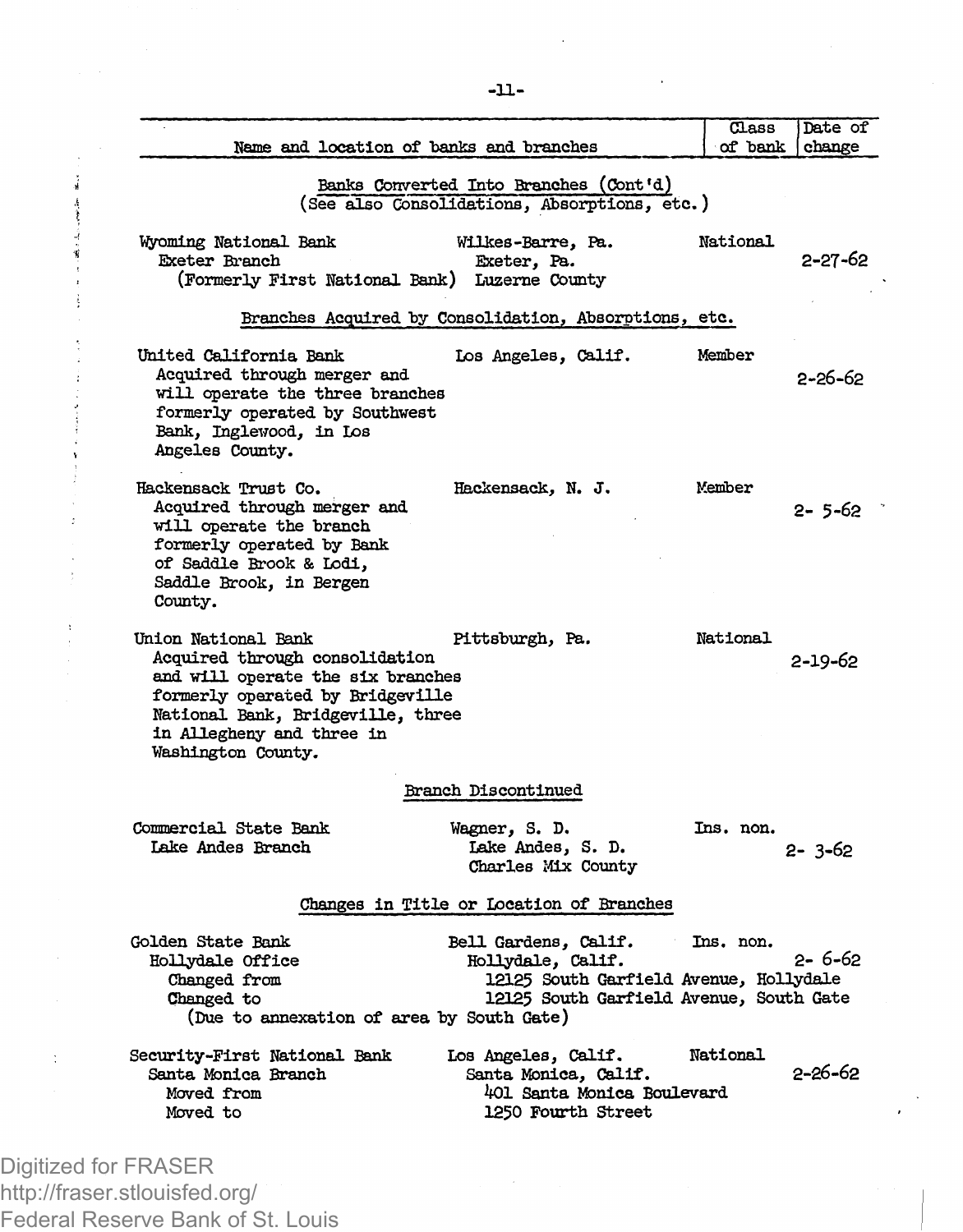| Name and location of banks and branches | | Class of bank | Date of change |
|---|---|---|---|
| **Banks Converted Into Branches (Cont'd)** (See also Consolidations, Absorptions, etc.) | | | |
| Wyoming National Bank | Wilkes-Barre, Pa. | National | |
| Exeter Branch (Formerly First National Bank) | Exeter, Pa. Luzerne County | | 2-27-62 |
| **Branches Acquired by Consolidation, Absorptions, etc.** | | | |
| United California Bank Acquired through merger and will operate the three branches formerly operated by Southwest Bank, Inglewood, in Los Angeles County. | Los Angeles, Calif. | Member | 2-26-62 |
| Hackensack Trust Co. Acquired through merger and will operate the branch formerly operated by Bank of Saddle Brook & Lodi, Saddle Brook, in Bergen County. | Hackensack, N. J. | Member | 2- 5-62 |
| Union National Bank Acquired through consolidation and will operate the six branches formerly operated by Bridgeville National Bank, Bridgeville, three in Allegheny and three in Washington County. | Pittsburgh, Pa. | National | 2-19-62 |
| **Branch Discontinued** | | | |
| Commercial State Bank | Wagner, S. D. | Ins. non. | |
| Lake Andes Branch | Lake Andes, S. D. Charles Mix County | | 2- 3-62 |
| **Changes in Title or Location of Branches** | | | |
| Golden State Bank | Bell Gardens, Calif. | Ins. non. | |
| Hollydale Office | Hollydale, Calif. | | 2- 6-62 |
| Changed from | 12125 South Garfield Avenue, Hollydale | | |
| Changed to | 12125 South Garfield Avenue, South Gate | | |
| (Due to annexation of area by South Gate) | | | |
| Security-First National Bank | Los Angeles, Calif. | National | |
| Santa Monica Branch | Santa Monica, Calif. | | 2-26-62 |
| Moved from | 401 Santa Monica Boulevard | | |
| Moved to | 1250 Fourth Street | | |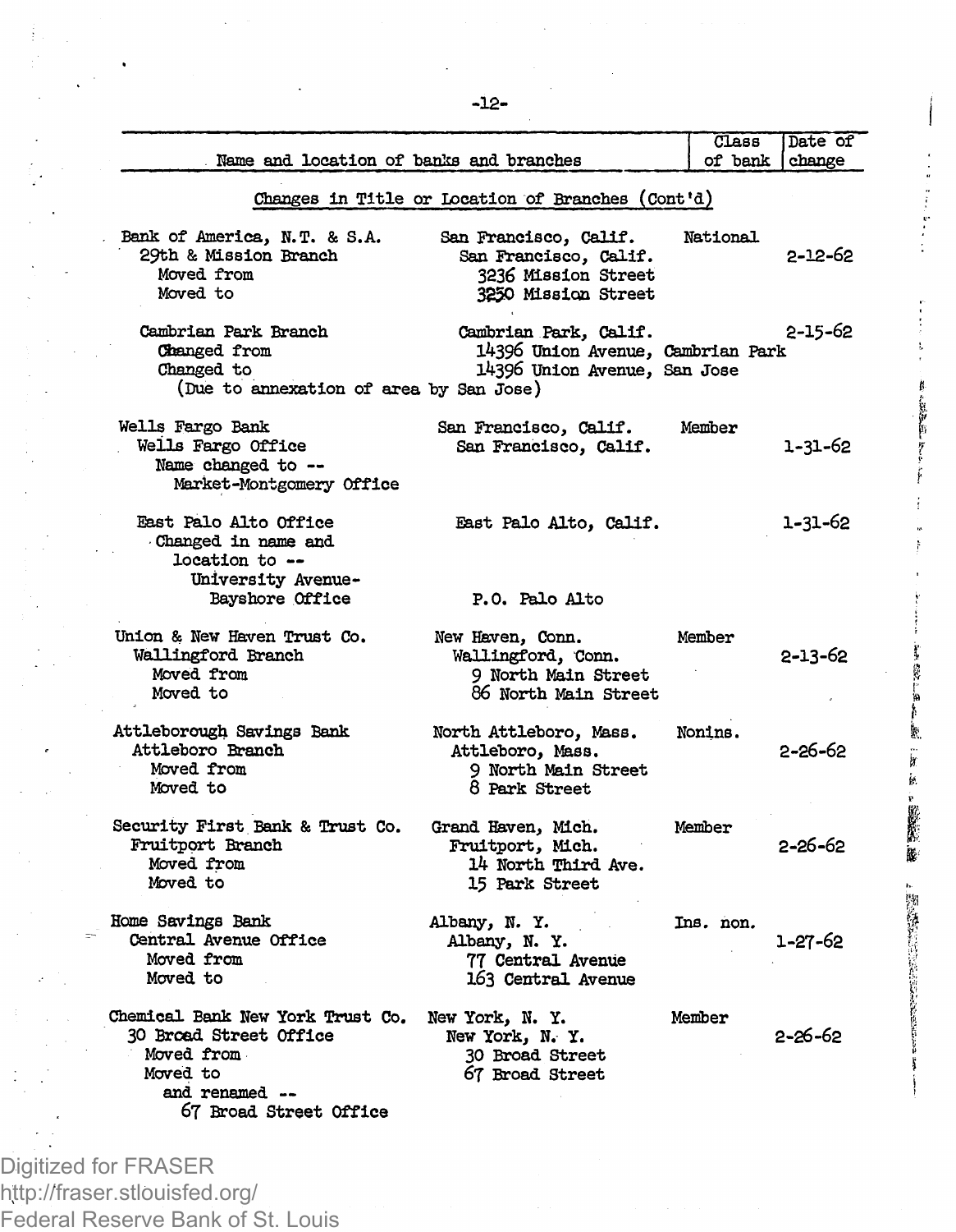| Name and location of banks and branches | | Class of bank | Date of change |
|---|---|---|---|
| **Changes in Title or Location of Branches (Cont'd)** | | | |
| Bank of America, N.T. & S.A. | San Francisco, Calif. | National | |
| 29th & Mission Branch | San Francisco, Calif. | | 2-12-62 |
| Moved from | 3236 Mission Street | | |
| Moved to | 3250 Mission Street | | |
| Cambrian Park Branch | Cambrian Park, Calif. | | 2-15-62 |
| Changed from | 14396 Union Avenue, Cambrian Park | | |
| Changed to | 14396 Union Avenue, San Jose | | |
| (Due to annexation of area by San Jose) | | | |
| Wells Fargo Bank | San Francisco, Calif. | Member | |
| Wells Fargo Office | San Francisco, Calif. | | 1-31-62 |
| Name changed to -- Market-Montgomery Office | | | |
| East Palo Alto Office | East Palo Alto, Calif. | | 1-31-62 |
| Changed in name and location to -- University Avenue-Bayshore Office | P.O. Palo Alto | | |
| Union & New Haven Trust Co. | New Haven, Conn. | Member | |
| Wallingford Branch | Wallingford, Conn. | | 2-13-62 |
| Moved from | 9 North Main Street | | |
| Moved to | 86 North Main Street | | |
| Attleborough Savings Bank | North Attleboro, Mass. | Nonins. | |
| Attleboro Branch | Attleboro, Mass. | | 2-26-62 |
| Moved from | 9 North Main Street | | |
| Moved to | 8 Park Street | | |
| Security First Bank & Trust Co. | Grand Haven, Mich. | Member | |
| Fruitport Branch | Fruitport, Mich. | | 2-26-62 |
| Moved from | 14 North Third Ave. | | |
| Moved to | 15 Park Street | | |
| Home Savings Bank | Albany, N. Y. | Ins. non. | |
| Central Avenue Office | Albany, N. Y. | | 1-27-62 |
| Moved from | 77 Central Avenue | | |
| Moved to | 163 Central Avenue | | |
| Chemical Bank New York Trust Co. | New York, N. Y. | Member | |
| 30 Broad Street Office | New York, N. Y. | | 2-26-62 |
| Moved from | 30 Broad Street | | |
| Moved to | 67 Broad Street | | |
| and renamed -- 67 Broad Street Office | | | |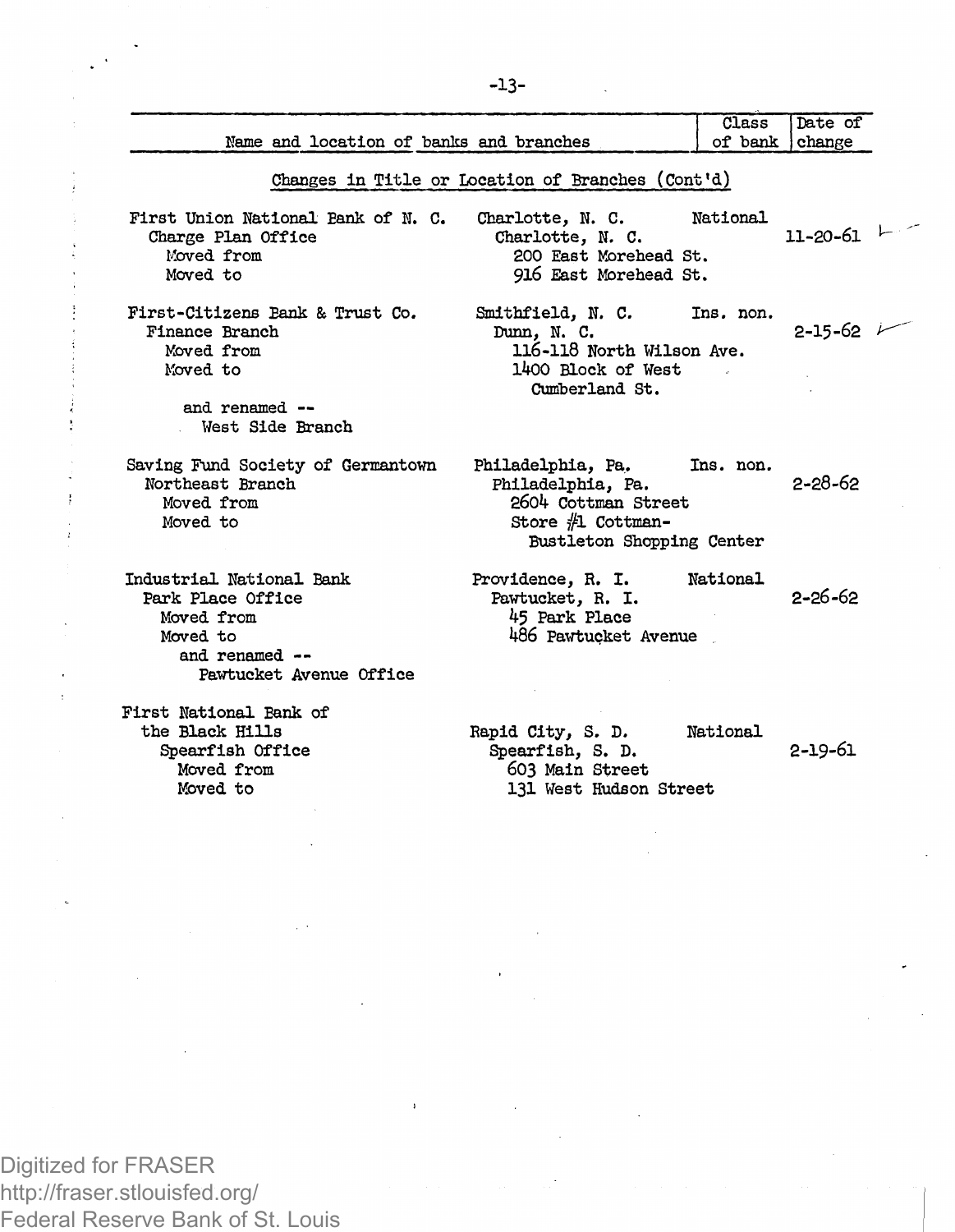| Name and location of banks and branches | | Class of bank | Date of change |
|---|---|---|---|
| | Changes in Title or Location of Branches (Cont'd) | | |
| First Union National Bank of N. C. | Charlotte, N. C. | National | |
| Charge Plan Office | Charlotte, N. C. | | 11-20-61 |
| Moved from | 200 East Morehead St. | | |
| Moved to | 916 East Morehead St. | | |
| First-Citizens Bank & Trust Co. | Smithfield, N. C. | Ins. non. | |
| Finance Branch | Dunn, N. C. | | 2-15-62 |
| Moved from | 116-118 North Wilson Ave. | | |
| Moved to | 1400 Block of West Cumberland St. | | |
| and renamed -- West Side Branch | | | |
| Saving Fund Society of Germantown | Philadelphia, Pa. | Ins. non. | |
| Northeast Branch | Philadelphia, Pa. | | 2-28-62 |
| Moved from | 2604 Cottman Street | | |
| Moved to | Store #1 Cottman-Bustleton Shopping Center | | |
| Industrial National Bank | Providence, R. I. | National | |
| Park Place Office | Pawtucket, R. I. | | 2-26-62 |
| Moved from | 45 Park Place | | |
| Moved to | 486 Pawtucket Avenue | | |
| and renamed -- Pawtucket Avenue Office | | | |
| First National Bank of the Black Hills | Rapid City, S. D. | National | |
| Spearfish Office | Spearfish, S. D. | | 2-19-61 |
| Moved from | 603 Main Street | | |
| Moved to | 131 West Hudson Street | | |